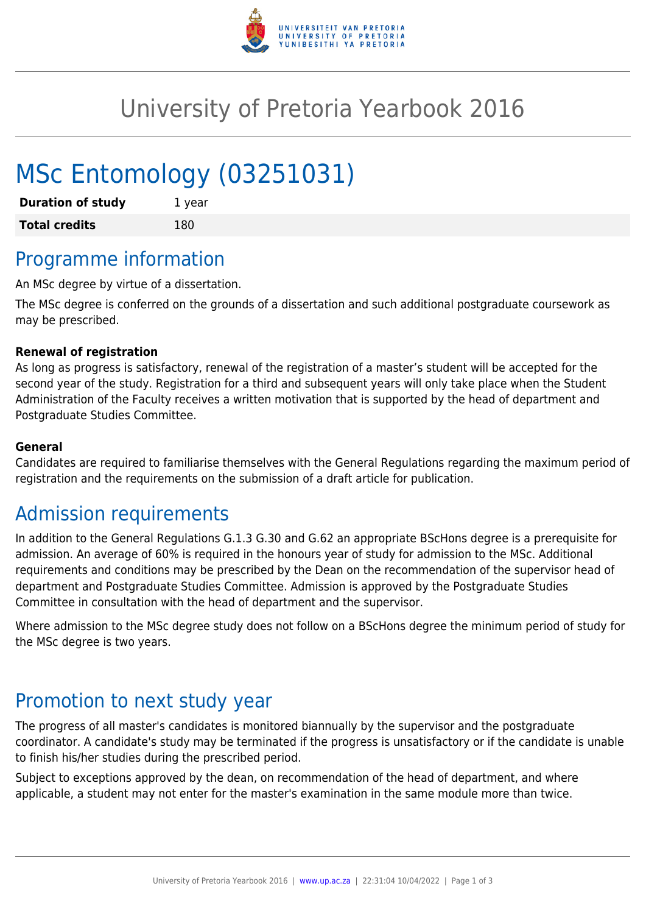# University of Pretoria Yearbook 2016

# MSc Entomology (03251031)

| | |
|---|---|
| **Duration of study** | 1 year |
| **Total credits** | 180 |

## Programme information

An MSc degree by virtue of a dissertation.

The MSc degree is conferred on the grounds of a dissertation and such additional postgraduate coursework as may be prescribed.

**Renewal of registration**

As long as progress is satisfactory, renewal of the registration of a master's student will be accepted for the second year of the study. Registration for a third and subsequent years will only take place when the Student Administration of the Faculty receives a written motivation that is supported by the head of department and Postgraduate Studies Committee.

**General**

Candidates are required to familiarise themselves with the General Regulations regarding the maximum period of registration and the requirements on the submission of a draft article for publication.

## Admission requirements

In addition to the General Regulations G.1.3 G.30 and G.62 an appropriate BScHons degree is a prerequisite for admission. An average of 60% is required in the honours year of study for admission to the MSc. Additional requirements and conditions may be prescribed by the Dean on the recommendation of the supervisor head of department and Postgraduate Studies Committee. Admission is approved by the Postgraduate Studies Committee in consultation with the head of department and the supervisor.

Where admission to the MSc degree study does not follow on a BScHons degree the minimum period of study for the MSc degree is two years.

## Promotion to next study year

The progress of all master's candidates is monitored biannually by the supervisor and the postgraduate coordinator. A candidate's study may be terminated if the progress is unsatisfactory or if the candidate is unable to finish his/her studies during the prescribed period.

Subject to exceptions approved by the dean, on recommendation of the head of department, and where applicable, a student may not enter for the master's examination in the same module more than twice.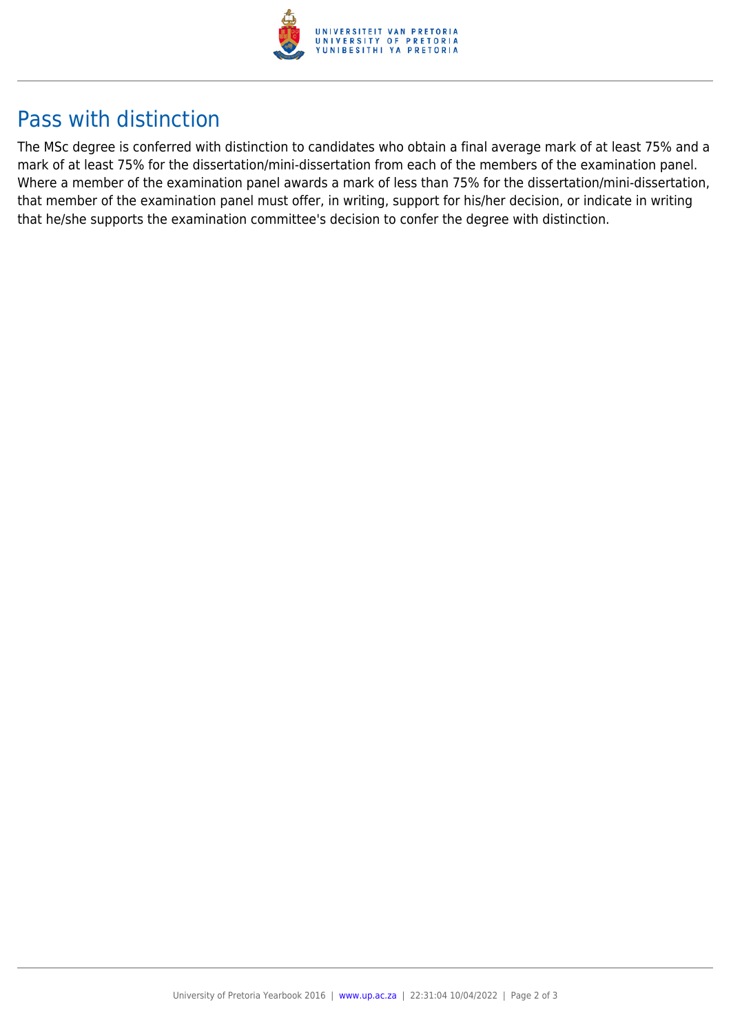## Pass with distinction

The MSc degree is conferred with distinction to candidates who obtain a final average mark of at least 75% and a mark of at least 75% for the dissertation/mini-dissertation from each of the members of the examination panel. Where a member of the examination panel awards a mark of less than 75% for the dissertation/mini-dissertation, that member of the examination panel must offer, in writing, support for his/her decision, or indicate in writing that he/she supports the examination committee's decision to confer the degree with distinction.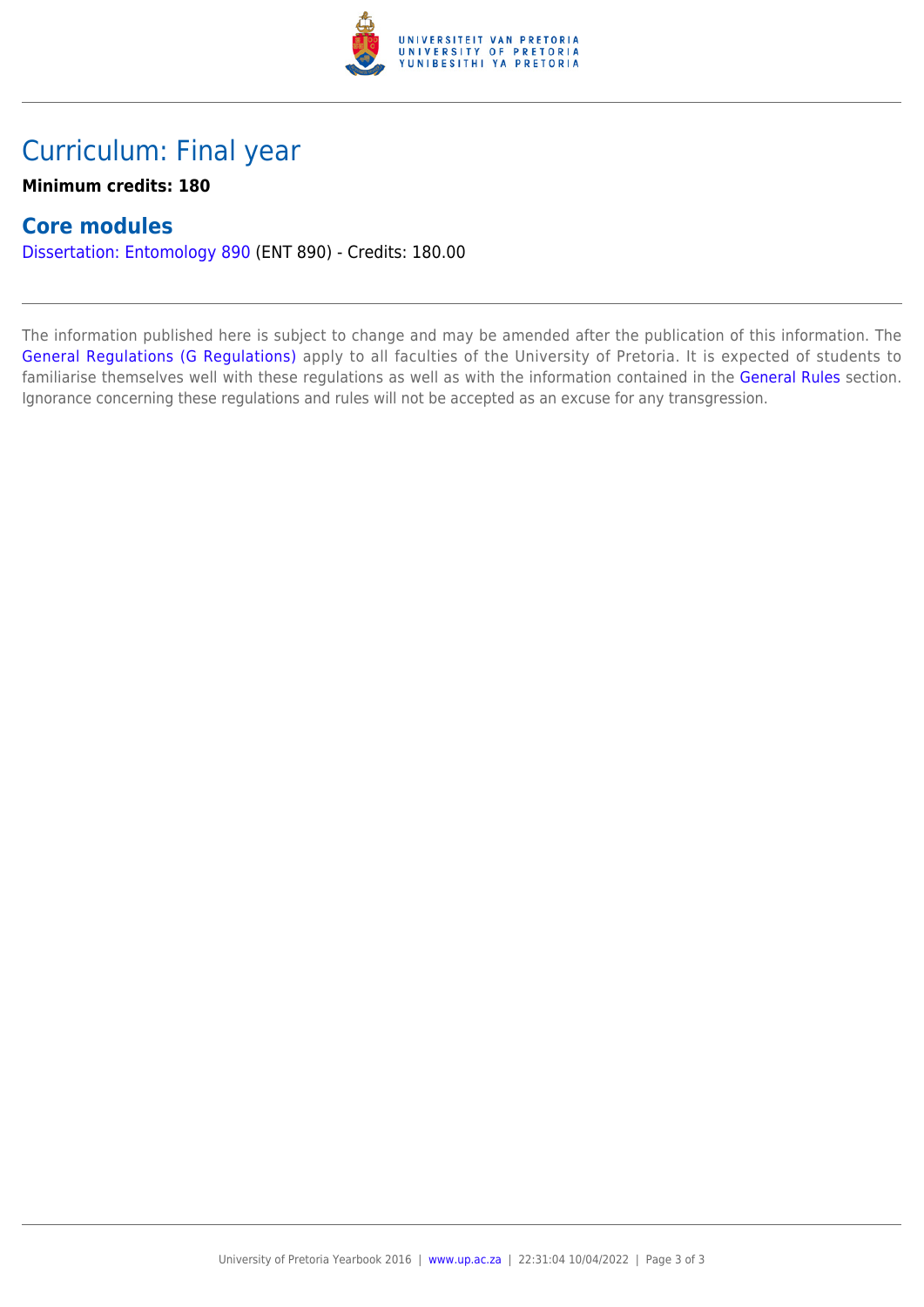## Curriculum: Final year

**Minimum credits: 180**

### Core modules

Dissertation: Entomology 890 (ENT 890) - Credits: 180.00

The information published here is subject to change and may be amended after the publication of this information. The General Regulations (G Regulations) apply to all faculties of the University of Pretoria. It is expected of students to familiarise themselves well with these regulations as well as with the information contained in the General Rules section. Ignorance concerning these regulations and rules will not be accepted as an excuse for any transgression.